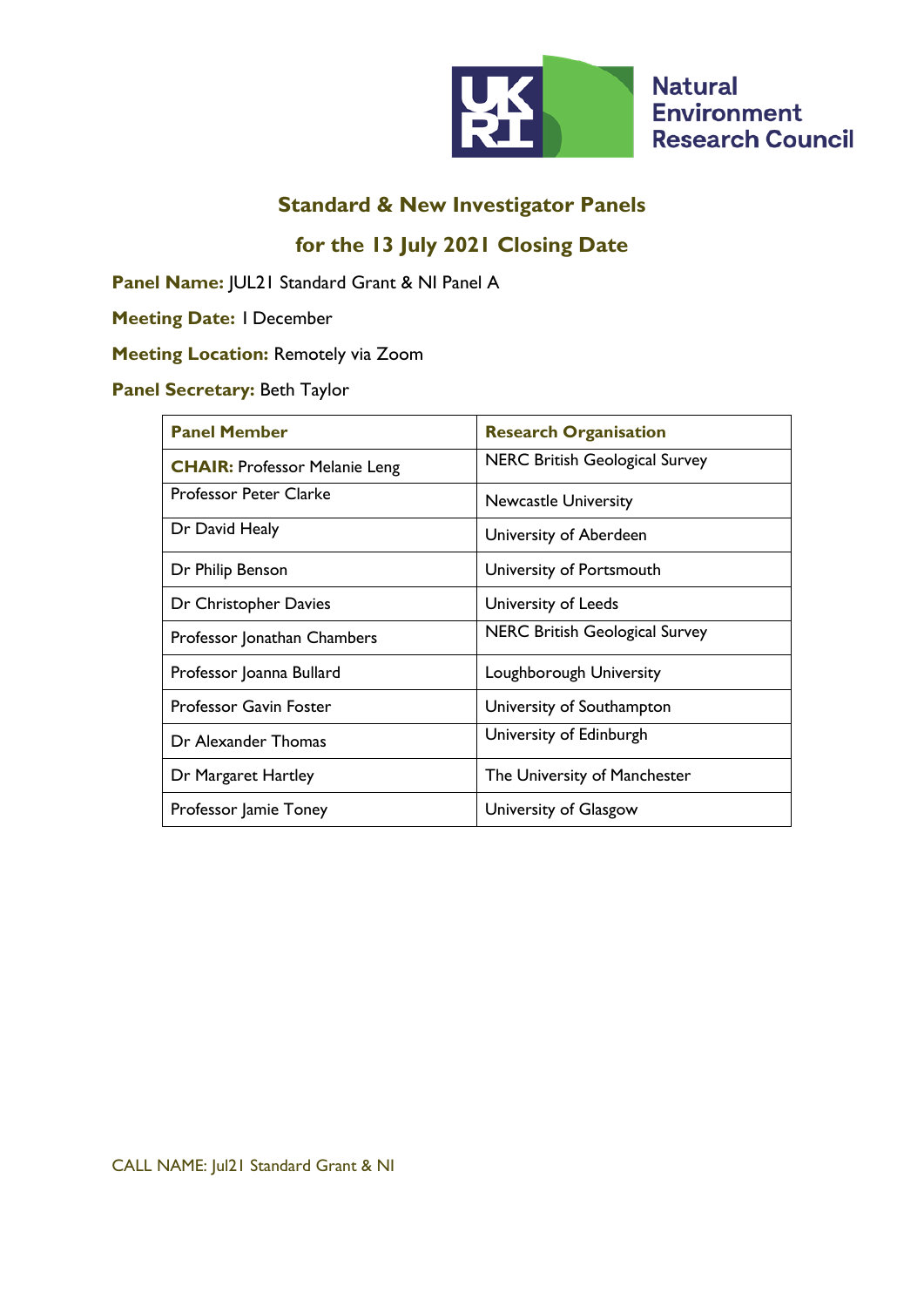# Standard & New Investigator Panels

## for the 13 July 2021 Closing Date

**Panel Name:** JUL21 Standard Grant & NI Panel A

**Meeting Date:** 1 December

**Meeting Location:** Remotely via Zoom

**Panel Secretary:** Beth Taylor

| Panel Member | Research Organisation |
|---|---|
| **CHAIR:** Professor Melanie Leng | NERC British Geological Survey |
| Professor Peter Clarke | Newcastle University |
| Dr David Healy | University of Aberdeen |
| Dr Philip Benson | University of Portsmouth |
| Dr Christopher Davies | University of Leeds |
| Professor Jonathan Chambers | NERC British Geological Survey |
| Professor Joanna Bullard | Loughborough University |
| Professor Gavin Foster | University of Southampton |
| Dr Alexander Thomas | University of Edinburgh |
| Dr Margaret Hartley | The University of Manchester |
| Professor Jamie Toney | University of Glasgow |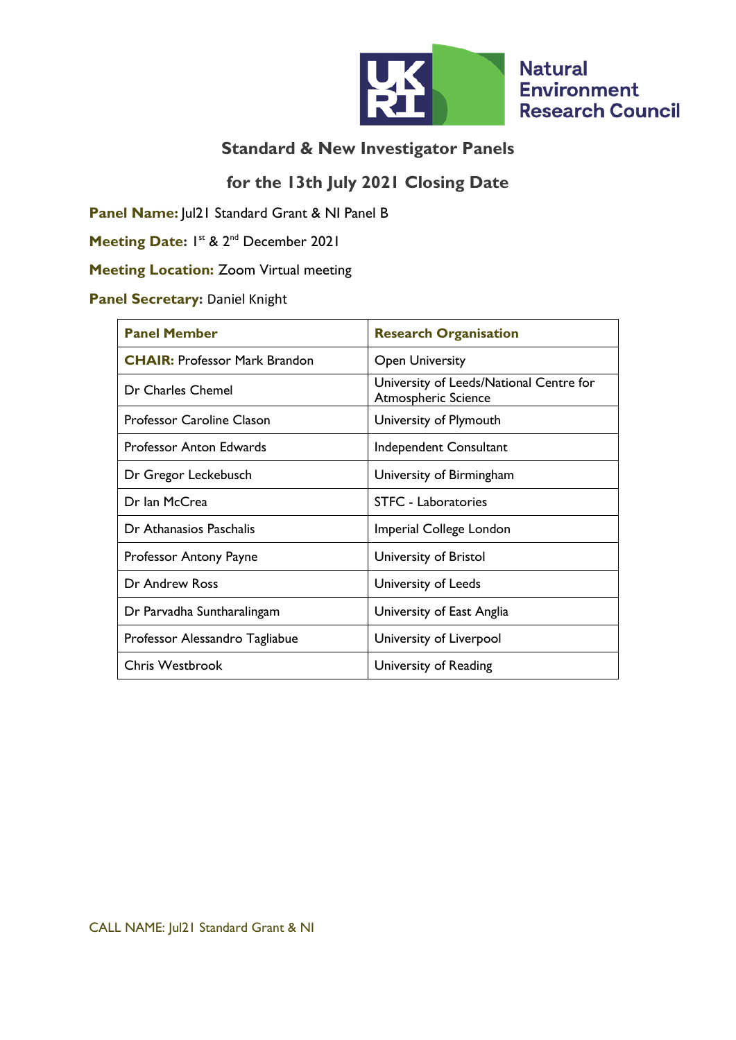## Standard & New Investigator Panels

## for the 13th July 2021 Closing Date

**Panel Name:** Jul21 Standard Grant & NI Panel B

**Meeting Date:** 1st & 2nd December 2021

**Meeting Location:** Zoom Virtual meeting

**Panel Secretary:** Daniel Knight

| Panel Member | Research Organisation |
|---|---|
| **CHAIR:** Professor Mark Brandon | Open University |
| Dr Charles Chemel | University of Leeds/National Centre for Atmospheric Science |
| Professor Caroline Clason | University of Plymouth |
| Professor Anton Edwards | Independent Consultant |
| Dr Gregor Leckebusch | University of Birmingham |
| Dr Ian McCrea | STFC - Laboratories |
| Dr Athanasios Paschalis | Imperial College London |
| Professor Antony Payne | University of Bristol |
| Dr Andrew Ross | University of Leeds |
| Dr Parvadha Suntharalingam | University of East Anglia |
| Professor Alessandro Tagliabue | University of Liverpool |
| Chris Westbrook | University of Reading |

CALL NAME: Jul21 Standard Grant & NI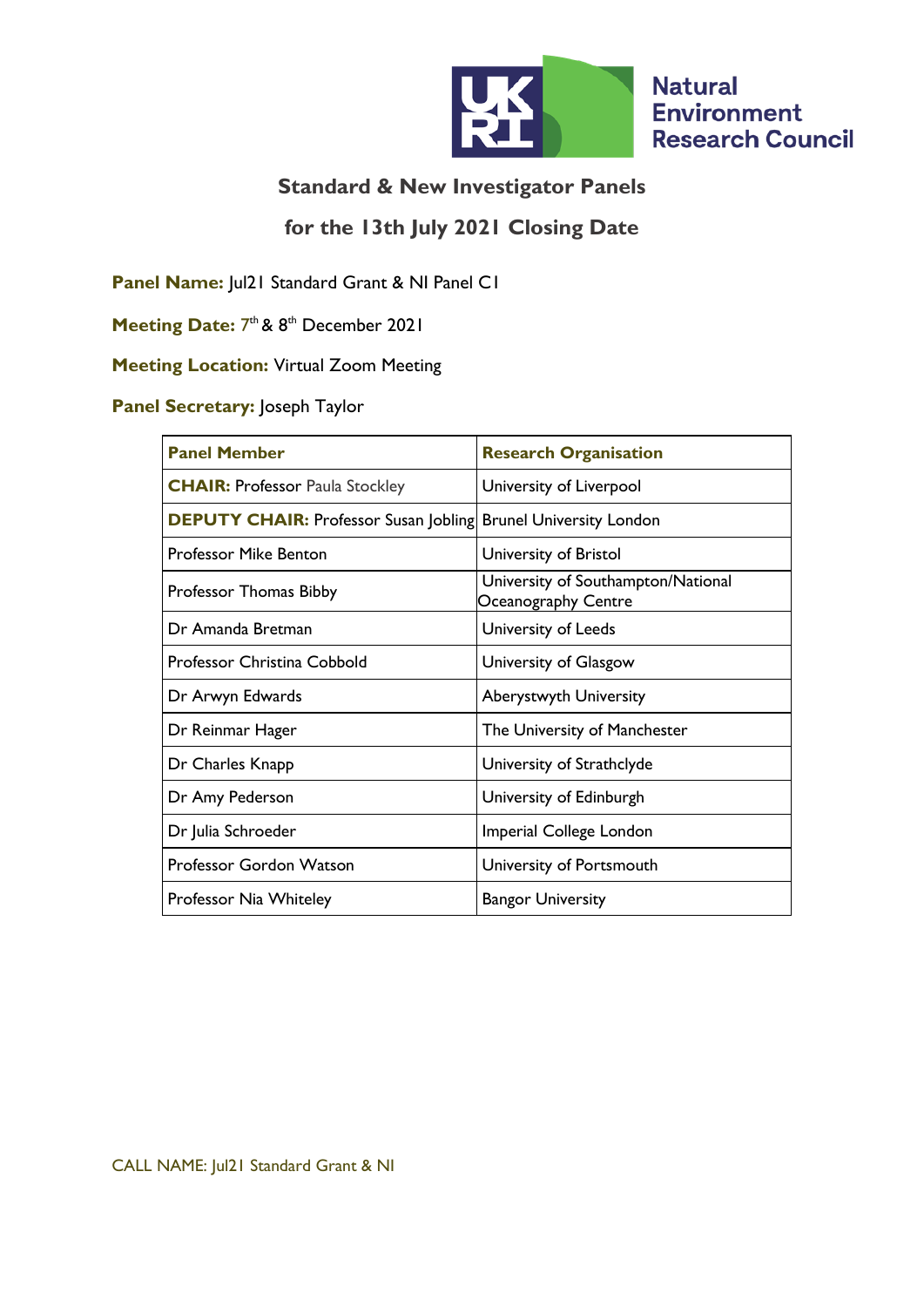## Standard & New Investigator Panels

## for the 13th July 2021 Closing Date

**Panel Name:** Jul21 Standard Grant & NI Panel C1

**Meeting Date:** 7th & 8th December 2021

**Meeting Location:** Virtual Zoom Meeting

**Panel Secretary:** Joseph Taylor

| Panel Member | Research Organisation |
|---|---|
| **CHAIR:** Professor Paula Stockley | University of Liverpool |
| **DEPUTY CHAIR:** Professor Susan Jobling | Brunel University London |
| Professor Mike Benton | University of Bristol |
| Professor Thomas Bibby | University of Southampton/National Oceanography Centre |
| Dr Amanda Bretman | University of Leeds |
| Professor Christina Cobbold | University of Glasgow |
| Dr Arwyn Edwards | Aberystwyth University |
| Dr Reinmar Hager | The University of Manchester |
| Dr Charles Knapp | University of Strathclyde |
| Dr Amy Pederson | University of Edinburgh |
| Dr Julia Schroeder | Imperial College London |
| Professor Gordon Watson | University of Portsmouth |
| Professor Nia Whiteley | Bangor University |

CALL NAME: Jul21 Standard Grant & NI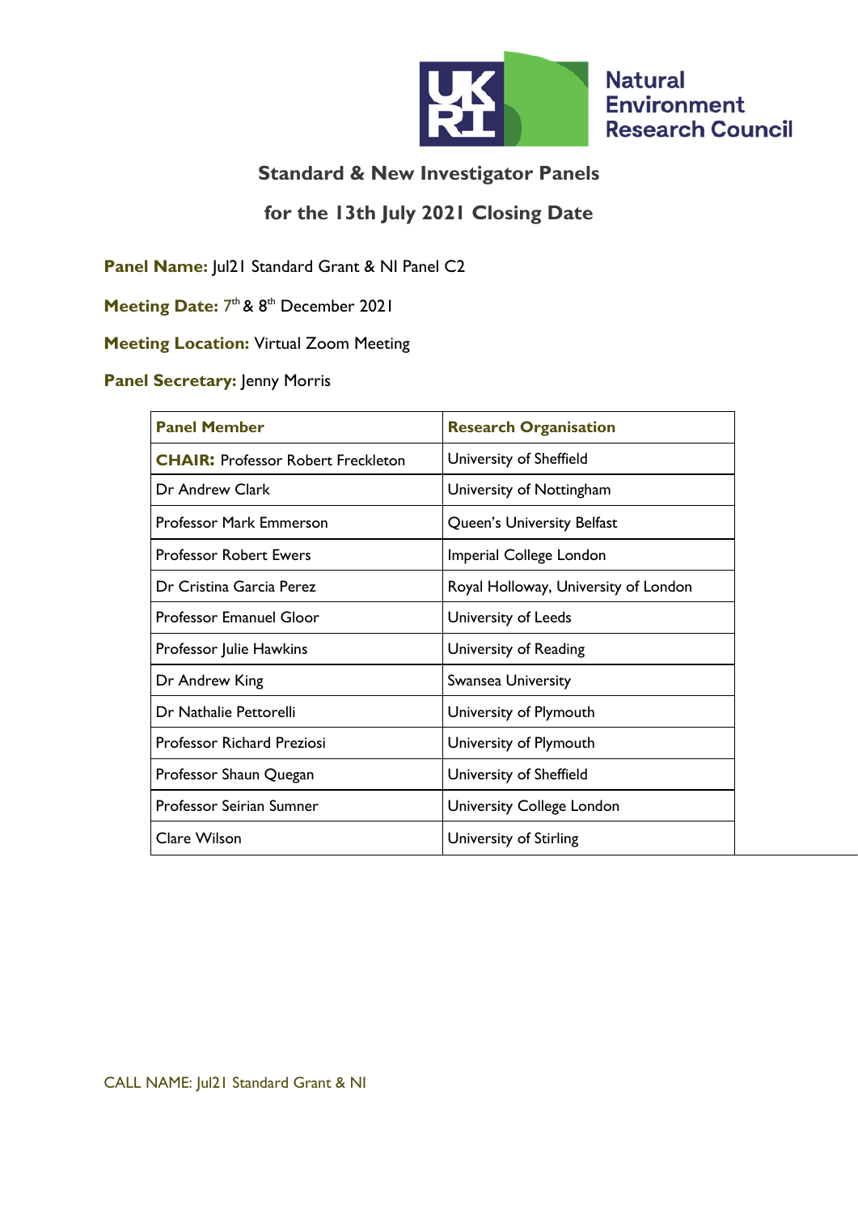Natural Environment Research Council

## Standard & New Investigator Panels

## for the 13th July 2021 Closing Date

**Panel Name:** Jul21 Standard Grant & NI Panel C2

**Meeting Date:** 7th & 8th December 2021

**Meeting Location:** Virtual Zoom Meeting

**Panel Secretary:** Jenny Morris

| Panel Member | Research Organisation |
|---|---|
| **CHAIR:** Professor Robert Freckleton | University of Sheffield |
| Dr Andrew Clark | University of Nottingham |
| Professor Mark Emmerson | Queen's University Belfast |
| Professor Robert Ewers | Imperial College London |
| Dr Cristina Garcia Perez | Royal Holloway, University of London |
| Professor Emanuel Gloor | University of Leeds |
| Professor Julie Hawkins | University of Reading |
| Dr Andrew King | Swansea University |
| Dr Nathalie Pettorelli | University of Plymouth |
| Professor Richard Preziosi | University of Plymouth |
| Professor Shaun Quegan | University of Sheffield |
| Professor Seirian Sumner | University College London |
| Clare Wilson | University of Stirling |